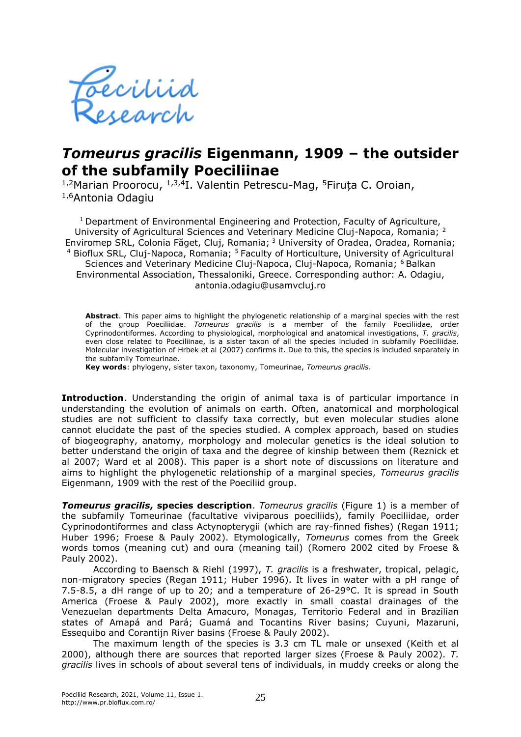# *Tomeurus gracilis* Eigenmann, 1909 – the outsider of the subfamily Poeciliinae

[1,2]Marian Proorocu, [1,3,4]I. Valentin Petrescu-Mag, [5]Firuța C. Oroian, [1,6]Antonia Odagiu

[1] Department of Environmental Engineering and Protection, Faculty of Agriculture, University of Agricultural Sciences and Veterinary Medicine Cluj-Napoca, Romania; [2] Enviromep SRL, Colonia Făget, Cluj, Romania; [3] University of Oradea, Oradea, Romania; [4] Bioflux SRL, Cluj-Napoca, Romania; [5] Faculty of Horticulture, University of Agricultural Sciences and Veterinary Medicine Cluj-Napoca, Cluj-Napoca, Romania; [6] Balkan Environmental Association, Thessaloniki, Greece. Corresponding author: A. Odagiu, antonia.odagiu@usamvcluj.ro

**Abstract**. This paper aims to highlight the phylogenetic relationship of a marginal species with the rest of the group Poeciliidae. *Tomeurus gracilis* is a member of the family Poeciliidae, order Cyprinodontiformes. According to physiological, morphological and anatomical investigations, *T. gracilis*, even close related to Poeciliinae, is a sister taxon of all the species included in subfamily Poeciliidae. Molecular investigation of Hrbek et al (2007) confirms it. Due to this, the species is included separately in the subfamily Tomeurinae.

**Key words**: phylogeny, sister taxon, taxonomy, Tomeurinae, *Tomeurus gracilis*.

**Introduction**. Understanding the origin of animal taxa is of particular importance in understanding the evolution of animals on earth. Often, anatomical and morphological studies are not sufficient to classify taxa correctly, but even molecular studies alone cannot elucidate the past of the species studied. A complex approach, based on studies of biogeography, anatomy, morphology and molecular genetics is the ideal solution to better understand the origin of taxa and the degree of kinship between them (Reznick et al 2007; Ward et al 2008). This paper is a short note of discussions on literature and aims to highlight the phylogenetic relationship of a marginal species, *Tomeurus gracilis* Eigenmann, 1909 with the rest of the Poeciliid group.

***Tomeurus gracilis*, species description**. *Tomeurus gracilis* (Figure 1) is a member of the subfamily Tomeurinae (facultative viviparous poeciliids), family Poeciliidae, order Cyprinodontiformes and class Actynopterygii (which are ray-finned fishes) (Regan 1911; Huber 1996; Froese & Pauly 2002). Etymologically, *Tomeurus* comes from the Greek words tomos (meaning cut) and oura (meaning tail) (Romero 2002 cited by Froese & Pauly 2002).

According to Baensch & Riehl (1997), *T. gracilis* is a freshwater, tropical, pelagic, non-migratory species (Regan 1911; Huber 1996). It lives in water with a pH range of 7.5-8.5, a dH range of up to 20; and a temperature of 26-29°C. It is spread in South America (Froese & Pauly 2002), more exactly in small coastal drainages of the Venezuelan departments Delta Amacuro, Monagas, Territorio Federal and in Brazilian states of Amapá and Pará; Guamá and Tocantins River basins; Cuyuni, Mazaruni, Essequibo and Corantijn River basins (Froese & Pauly 2002).

The maximum length of the species is 3.3 cm TL male or unsexed (Keith et al 2000), although there are sources that reported larger sizes (Froese & Pauly 2002). *T. gracilis* lives in schools of about several tens of individuals, in muddy creeks or along the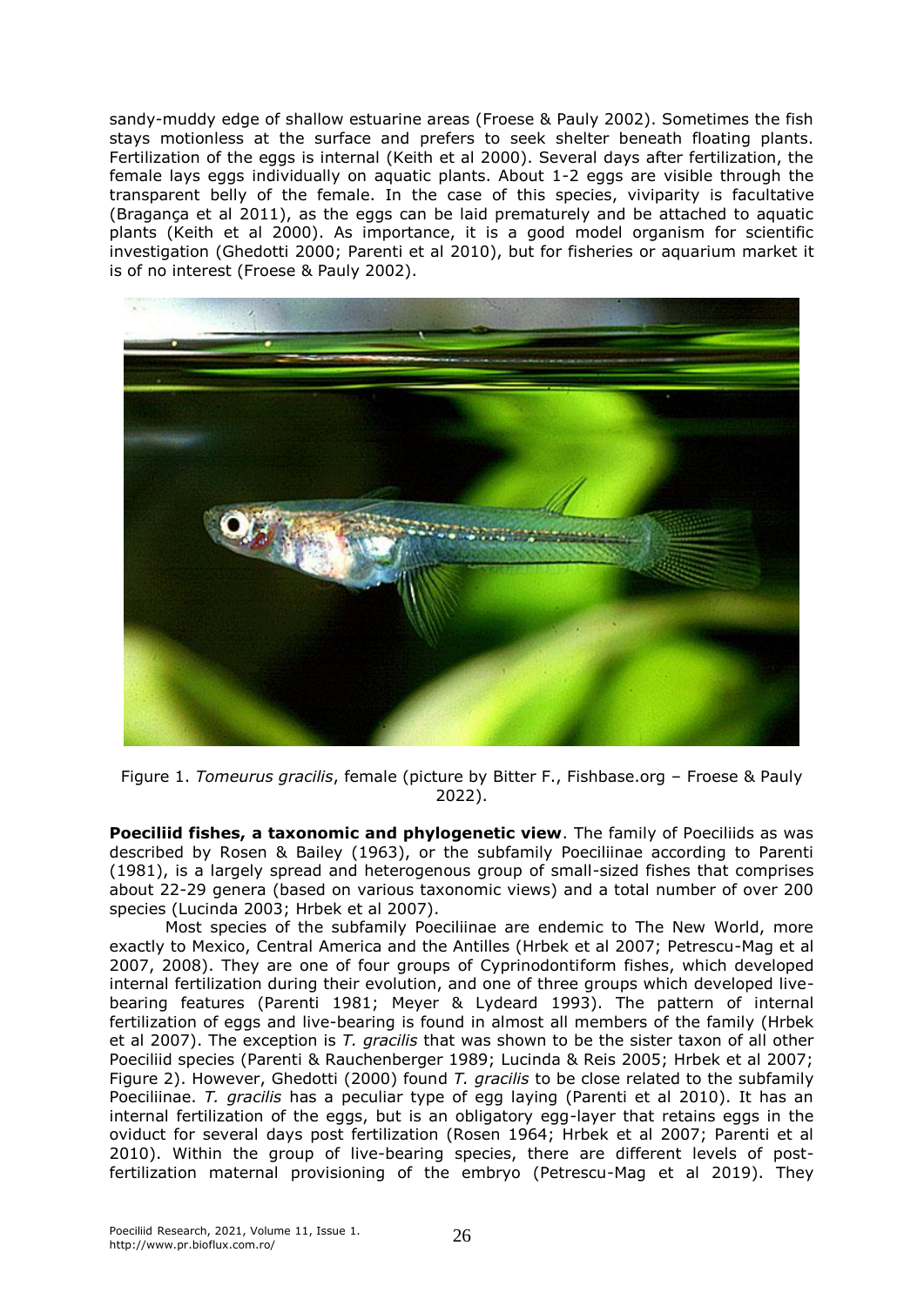sandy-muddy edge of shallow estuarine areas (Froese & Pauly 2002). Sometimes the fish stays motionless at the surface and prefers to seek shelter beneath floating plants. Fertilization of the eggs is internal (Keith et al 2000). Several days after fertilization, the female lays eggs individually on aquatic plants. About 1-2 eggs are visible through the transparent belly of the female. In the case of this species, viviparity is facultative (Bragança et al 2011), as the eggs can be laid prematurely and be attached to aquatic plants (Keith et al 2000). As importance, it is a good model organism for scientific investigation (Ghedotti 2000; Parenti et al 2010), but for fisheries or aquarium market it is of no interest (Froese & Pauly 2002).

Figure 1. *Tomeurus gracilis*, female (picture by Bitter F., Fishbase.org – Froese & Pauly 2022).

**Poeciliid fishes, a taxonomic and phylogenetic view**. The family of Poeciliids as was described by Rosen & Bailey (1963), or the subfamily Poeciliinae according to Parenti (1981), is a largely spread and heterogenous group of small-sized fishes that comprises about 22-29 genera (based on various taxonomic views) and a total number of over 200 species (Lucinda 2003; Hrbek et al 2007).

Most species of the subfamily Poeciliinae are endemic to The New World, more exactly to Mexico, Central America and the Antilles (Hrbek et al 2007; Petrescu-Mag et al 2007, 2008). They are one of four groups of Cyprinodontiform fishes, which developed internal fertilization during their evolution, and one of three groups which developed live-bearing features (Parenti 1981; Meyer & Lydeard 1993). The pattern of internal fertilization of eggs and live-bearing is found in almost all members of the family (Hrbek et al 2007). The exception is *T. gracilis* that was shown to be the sister taxon of all other Poeciliid species (Parenti & Rauchenberger 1989; Lucinda & Reis 2005; Hrbek et al 2007; Figure 2). However, Ghedotti (2000) found *T. gracilis* to be close related to the subfamily Poeciliinae. *T. gracilis* has a peculiar type of egg laying (Parenti et al 2010). It has an internal fertilization of the eggs, but is an obligatory egg-layer that retains eggs in the oviduct for several days post fertilization (Rosen 1964; Hrbek et al 2007; Parenti et al 2010). Within the group of live-bearing species, there are different levels of post-fertilization maternal provisioning of the embryo (Petrescu-Mag et al 2019). They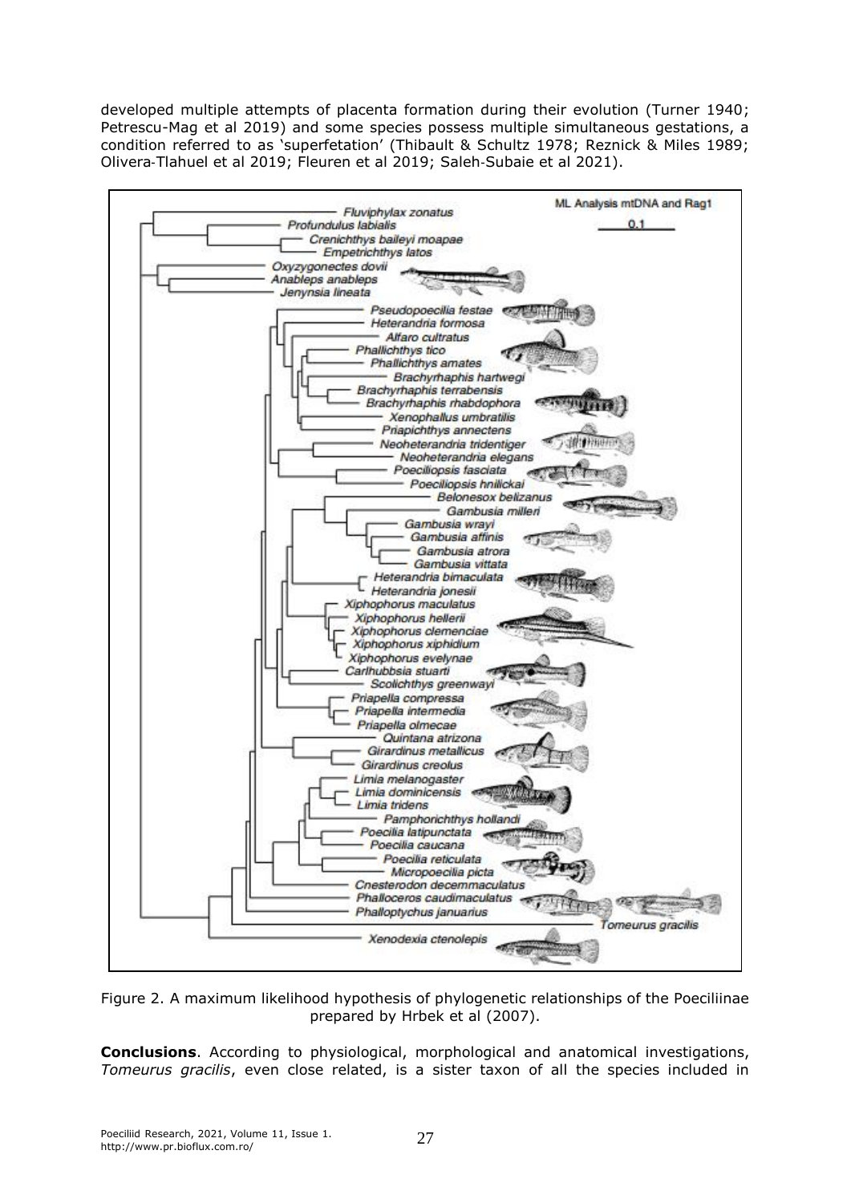developed multiple attempts of placenta formation during their evolution (Turner 1940; Petrescu-Mag et al 2019) and some species possess multiple simultaneous gestations, a condition referred to as 'superfetation' (Thibault & Schultz 1978; Reznick & Miles 1989; Olivera-Tlahuel et al 2019; Fleuren et al 2019; Saleh-Subaie et al 2021).

Figure 2. A maximum likelihood hypothesis of phylogenetic relationships of the Poeciliinae prepared by Hrbek et al (2007).

**Conclusions**. According to physiological, morphological and anatomical investigations, *Tomeurus gracilis*, even close related, is a sister taxon of all the species included in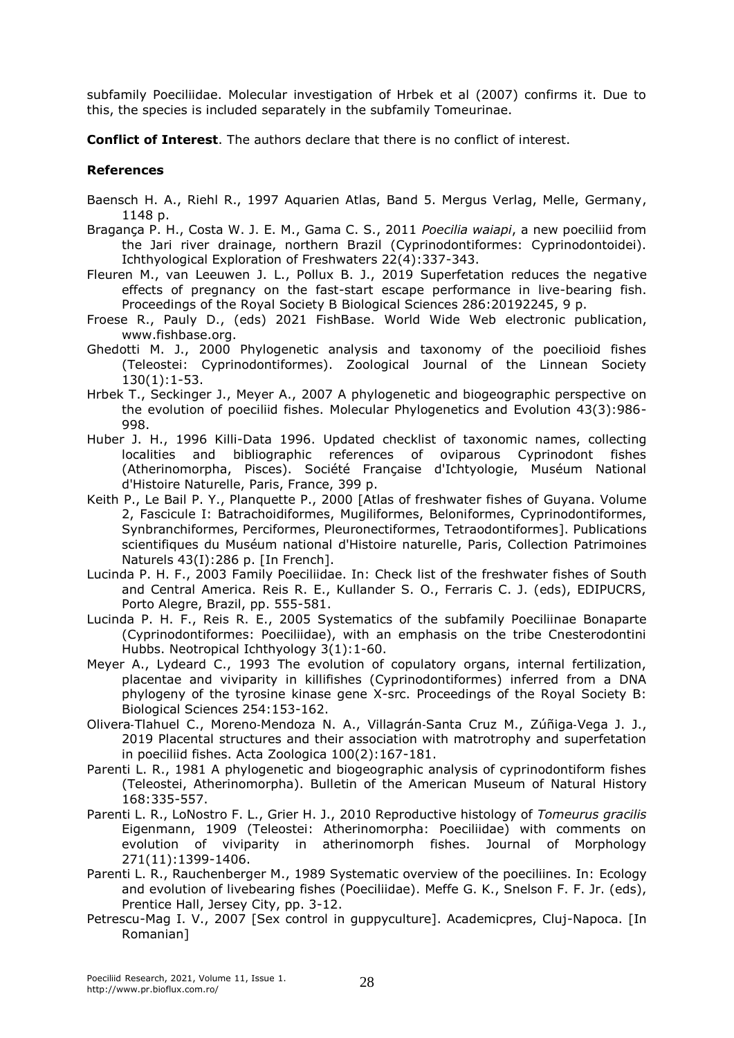subfamily Poeciliidae. Molecular investigation of Hrbek et al (2007) confirms it. Due to this, the species is included separately in the subfamily Tomeurinae.

**Conflict of Interest**. The authors declare that there is no conflict of interest.

**References**

Baensch H. A., Riehl R., 1997 Aquarien Atlas, Band 5. Mergus Verlag, Melle, Germany, 1148 p.

Bragança P. H., Costa W. J. E. M., Gama C. S., 2011 *Poecilia waiapi*, a new poeciliid from the Jari river drainage, northern Brazil (Cyprinodontiformes: Cyprinodontoidei). Ichthyological Exploration of Freshwaters 22(4):337-343.

Fleuren M., van Leeuwen J. L., Pollux B. J., 2019 Superfetation reduces the negative effects of pregnancy on the fast-start escape performance in live-bearing fish. Proceedings of the Royal Society B Biological Sciences 286:20192245, 9 p.

Froese R., Pauly D., (eds) 2021 FishBase. World Wide Web electronic publication, www.fishbase.org.

Ghedotti M. J., 2000 Phylogenetic analysis and taxonomy of the poecilioid fishes (Teleostei: Cyprinodontiformes). Zoological Journal of the Linnean Society 130(1):1-53.

Hrbek T., Seckinger J., Meyer A., 2007 A phylogenetic and biogeographic perspective on the evolution of poeciliid fishes. Molecular Phylogenetics and Evolution 43(3):986-998.

Huber J. H., 1996 Killi-Data 1996. Updated checklist of taxonomic names, collecting localities and bibliographic references of oviparous Cyprinodont fishes (Atherinomorpha, Pisces). Société Française d'Ichtyologie, Muséum National d'Histoire Naturelle, Paris, France, 399 p.

Keith P., Le Bail P. Y., Planquette P., 2000 [Atlas of freshwater fishes of Guyana. Volume 2, Fascicule I: Batrachoidiformes, Mugiliformes, Beloniformes, Cyprinodontiformes, Synbranchiformes, Perciformes, Pleuronectiformes, Tetraodontiformes]. Publications scientifiques du Muséum national d'Histoire naturelle, Paris, Collection Patrimoines Naturels 43(I):286 p. [In French].

Lucinda P. H. F., 2003 Family Poeciliidae. In: Check list of the freshwater fishes of South and Central America. Reis R. E., Kullander S. O., Ferraris C. J. (eds), EDIPUCRS, Porto Alegre, Brazil, pp. 555-581.

Lucinda P. H. F., Reis R. E., 2005 Systematics of the subfamily Poeciliinae Bonaparte (Cyprinodontiformes: Poeciliidae), with an emphasis on the tribe Cnesterodontini Hubbs. Neotropical Ichthyology 3(1):1-60.

Meyer A., Lydeard C., 1993 The evolution of copulatory organs, internal fertilization, placentae and viviparity in killifishes (Cyprinodontiformes) inferred from a DNA phylogeny of the tyrosine kinase gene X-src. Proceedings of the Royal Society B: Biological Sciences 254:153-162.

Olivera-Tlahuel C., Moreno-Mendoza N. A., Villagrán-Santa Cruz M., Zúñiga-Vega J. J., 2019 Placental structures and their association with matrotrophy and superfetation in poeciliid fishes. Acta Zoologica 100(2):167-181.

Parenti L. R., 1981 A phylogenetic and biogeographic analysis of cyprinodontiform fishes (Teleostei, Atherinomorpha). Bulletin of the American Museum of Natural History 168:335-557.

Parenti L. R., LoNostro F. L., Grier H. J., 2010 Reproductive histology of *Tomeurus gracilis* Eigenmann, 1909 (Teleostei: Atherinomorpha: Poeciliidae) with comments on evolution of viviparity in atherinomorph fishes. Journal of Morphology 271(11):1399-1406.

Parenti L. R., Rauchenberger M., 1989 Systematic overview of the poeciliines. In: Ecology and evolution of livebearing fishes (Poeciliidae). Meffe G. K., Snelson F. F. Jr. (eds), Prentice Hall, Jersey City, pp. 3-12.

Petrescu-Mag I. V., 2007 [Sex control in guppyculture]. Academicpres, Cluj-Napoca. [In Romanian]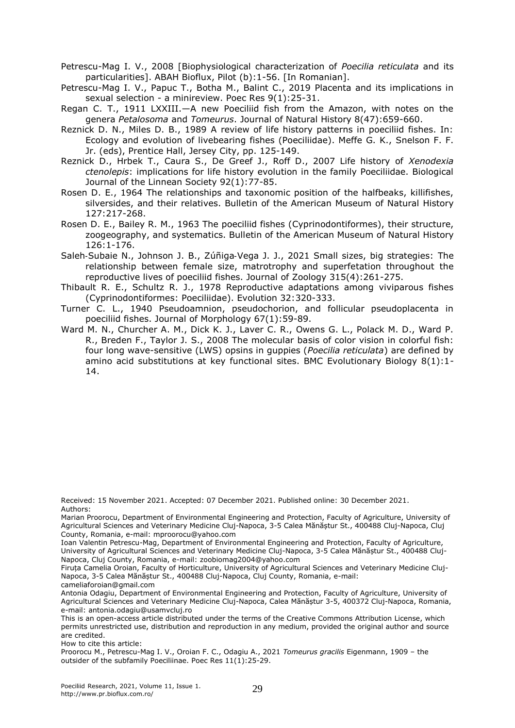Petrescu-Mag I. V., 2008 [Biophysiological characterization of *Poecilia reticulata* and its particularities]. ABAH Bioflux, Pilot (b):1-56. [In Romanian].

Petrescu-Mag I. V., Papuc T., Botha M., Balint C., 2019 Placenta and its implications in sexual selection - a minireview. Poec Res 9(1):25-31.

Regan C. T., 1911 LXXIII.—A new Poeciliid fish from the Amazon, with notes on the genera *Petalosoma* and *Tomeurus*. Journal of Natural History 8(47):659-660.

Reznick D. N., Miles D. B., 1989 A review of life history patterns in poeciliid fishes. In: Ecology and evolution of livebearing fishes (Poeciliidae). Meffe G. K., Snelson F. F. Jr. (eds), Prentice Hall, Jersey City, pp. 125-149.

Reznick D., Hrbek T., Caura S., De Greef J., Roff D., 2007 Life history of *Xenodexia ctenolepis*: implications for life history evolution in the family Poeciliidae. Biological Journal of the Linnean Society 92(1):77-85.

Rosen D. E., 1964 The relationships and taxonomic position of the halfbeaks, killifishes, silversides, and their relatives. Bulletin of the American Museum of Natural History 127:217-268.

Rosen D. E., Bailey R. M., 1963 The poeciliid fishes (Cyprinodontiformes), their structure, zoogeography, and systematics. Bulletin of the American Museum of Natural History 126:1-176.

Saleh‐Subaie N., Johnson J. B., Zúñiga‐Vega J. J., 2021 Small sizes, big strategies: The relationship between female size, matrotrophy and superfetation throughout the reproductive lives of poeciliid fishes. Journal of Zoology 315(4):261-275.

Thibault R. E., Schultz R. J., 1978 Reproductive adaptations among viviparous fishes (Cyprinodontiformes: Poeciliidae). Evolution 32:320-333.

Turner C. L., 1940 Pseudoamnion, pseudochorion, and follicular pseudoplacenta in poeciliid fishes. Journal of Morphology 67(1):59-89.

Ward M. N., Churcher A. M., Dick K. J., Laver C. R., Owens G. L., Polack M. D., Ward P. R., Breden F., Taylor J. S., 2008 The molecular basis of color vision in colorful fish: four long wave-sensitive (LWS) opsins in guppies (*Poecilia reticulata*) are defined by amino acid substitutions at key functional sites. BMC Evolutionary Biology 8(1):1-14.

Received: 15 November 2021. Accepted: 07 December 2021. Published online: 30 December 2021.
Authors:
Marian Proorocu, Department of Environmental Engineering and Protection, Faculty of Agriculture, University of Agricultural Sciences and Veterinary Medicine Cluj-Napoca, 3-5 Calea Mănăștur St., 400488 Cluj-Napoca, Cluj County, Romania, e-mail: mproorocu@yahoo.com
Ioan Valentin Petrescu-Mag, Department of Environmental Engineering and Protection, Faculty of Agriculture, University of Agricultural Sciences and Veterinary Medicine Cluj-Napoca, 3-5 Calea Mănăștur St., 400488 Cluj-Napoca, Cluj County, Romania, e-mail: zoobiomag2004@yahoo.com
Firuța Camelia Oroian, Faculty of Horticulture, University of Agricultural Sciences and Veterinary Medicine Cluj-Napoca, 3-5 Calea Mănăștur St., 400488 Cluj-Napoca, Cluj County, Romania, e-mail: cameliaforoian@gmail.com
Antonia Odagiu, Department of Environmental Engineering and Protection, Faculty of Agriculture, University of Agricultural Sciences and Veterinary Medicine Cluj-Napoca, Calea Mănăștur 3-5, 400372 Cluj-Napoca, Romania, e-mail: antonia.odagiu@usamvcluj.ro
This is an open-access article distributed under the terms of the Creative Commons Attribution License, which permits unrestricted use, distribution and reproduction in any medium, provided the original author and source are credited.
How to cite this article:
Proorocu M., Petrescu-Mag I. V., Oroian F. C., Odagiu A., 2021 *Tomeurus gracilis* Eigenmann, 1909 – the outsider of the subfamily Poeciliinae. Poec Res 11(1):25-29.